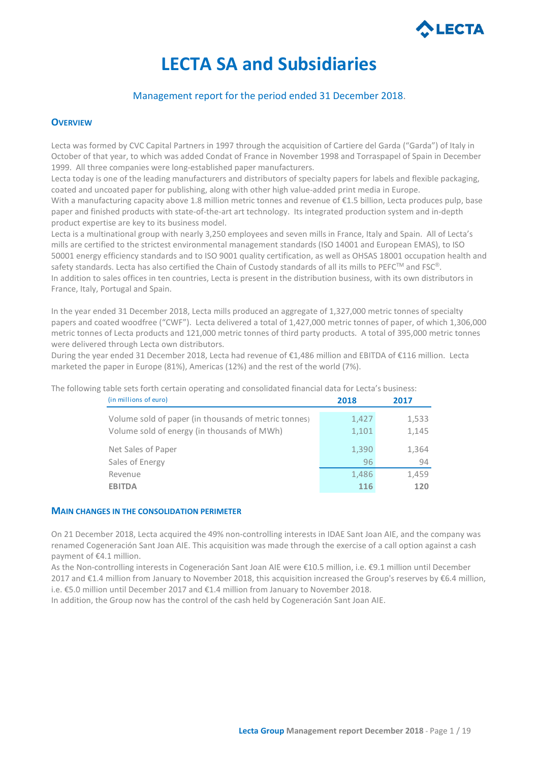# LECTA SA and Subsidiaries

Management report for the period ended 31 December 2018.

## Overview

Lecta was formed by CVC Capital Partners in 1997 through the acquisition of Cartiere del Garda ("Garda") of Italy in October of that year, to which was added Condat of France in November 1998 and Torraspapel of Spain in December 1999. All three companies were long-established paper manufacturers.

Lecta today is one of the leading manufacturers and distributors of specialty papers for labels and flexible packaging, coated and uncoated paper for publishing, along with other high value-added print media in Europe.

With a manufacturing capacity above 1.8 million metric tonnes and revenue of €1.5 billion, Lecta produces pulp, base paper and finished products with state-of-the-art art technology. Its integrated production system and in-depth product expertise are key to its business model.

Lecta is a multinational group with nearly 3,250 employees and seven mills in France, Italy and Spain. All of Lecta's mills are certified to the strictest environmental management standards (ISO 14001 and European EMAS), to ISO 50001 energy efficiency standards and to ISO 9001 quality certification, as well as OHSAS 18001 occupation health and safety standards. Lecta has also certified the Chain of Custody standards of all its mills to PEFC™ and FSC®.

In addition to sales offices in ten countries, Lecta is present in the distribution business, with its own distributors in France, Italy, Portugal and Spain.

In the year ended 31 December 2018, Lecta mills produced an aggregate of 1,327,000 metric tonnes of specialty papers and coated woodfree ("CWF"). Lecta delivered a total of 1,427,000 metric tonnes of paper, of which 1,306,000 metric tonnes of Lecta products and 121,000 metric tonnes of third party products. A total of 395,000 metric tonnes were delivered through Lecta own distributors.

During the year ended 31 December 2018, Lecta had revenue of €1,486 million and EBITDA of €116 million. Lecta marketed the paper in Europe (81%), Americas (12%) and the rest of the world (7%).

The following table sets forth certain operating and consolidated financial data for Lecta's business:

| (in millions of euro) | 2018 | 2017 |
|---|---|---|
| Volume sold of paper (in thousands of metric tonnes) | 1,427 | 1,533 |
| Volume sold of energy (in thousands of MWh) | 1,101 | 1,145 |
| Net Sales of Paper | 1,390 | 1,364 |
| Sales of Energy | 96 | 94 |
| Revenue | 1,486 | 1,459 |
| **EBITDA** | **116** | **120** |

## Main changes in the consolidation perimeter

On 21 December 2018, Lecta acquired the 49% non-controlling interests in IDAE Sant Joan AIE, and the company was renamed Cogeneración Sant Joan AIE. This acquisition was made through the exercise of a call option against a cash payment of €4.1 million.

As the Non-controlling interests in Cogeneración Sant Joan AIE were €10.5 million, i.e. €9.1 million until December 2017 and €1.4 million from January to November 2018, this acquisition increased the Group's reserves by €6.4 million, i.e. €5.0 million until December 2017 and €1.4 million from January to November 2018.

In addition, the Group now has the control of the cash held by Cogeneración Sant Joan AIE.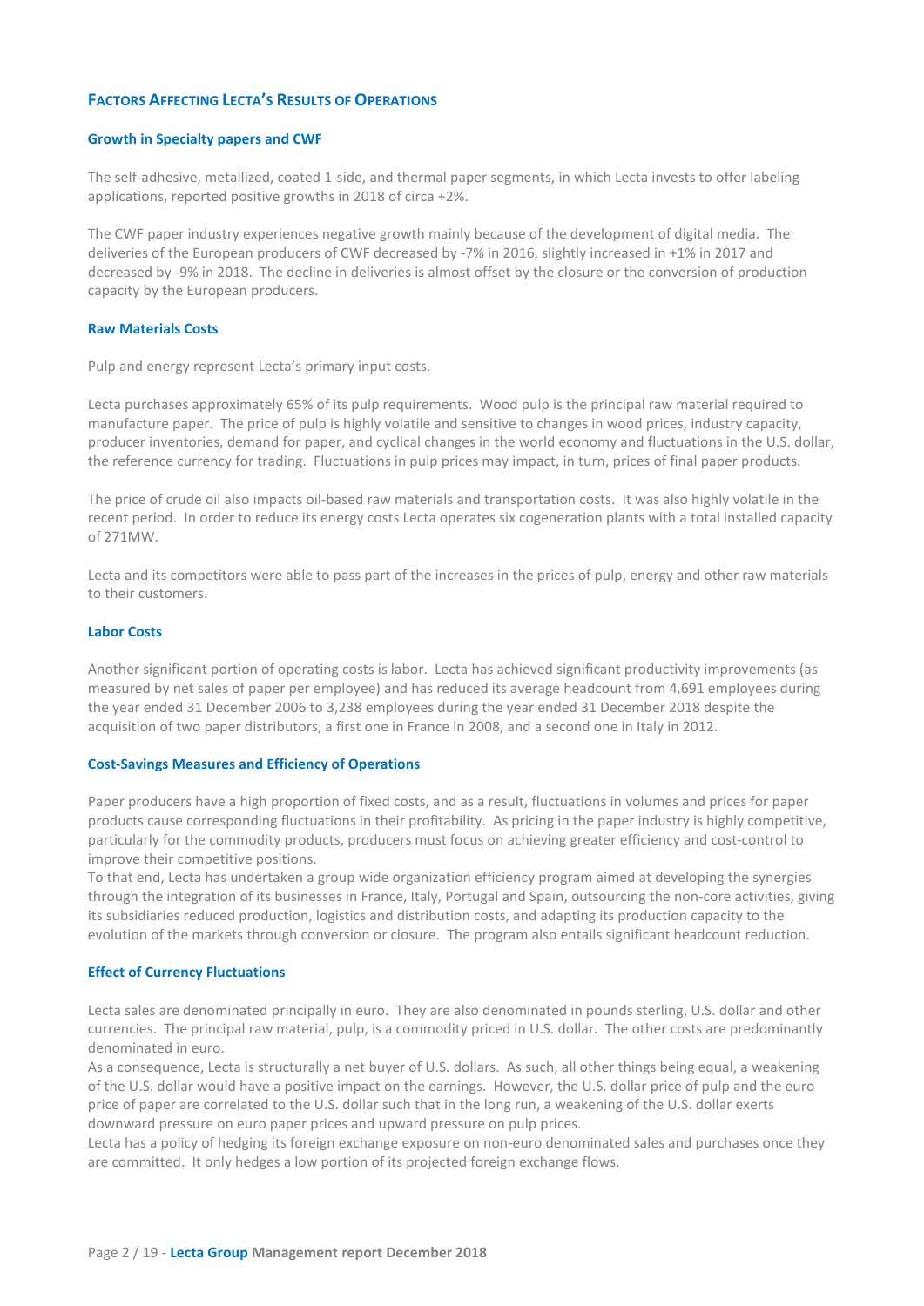## Factors Affecting Lecta's Results of Operations

### Growth in Specialty papers and CWF

The self-adhesive, metallized, coated 1-side, and thermal paper segments, in which Lecta invests to offer labeling applications, reported positive growths in 2018 of circa +2%.

The CWF paper industry experiences negative growth mainly because of the development of digital media. The deliveries of the European producers of CWF decreased by -7% in 2016, slightly increased in +1% in 2017 and decreased by -9% in 2018. The decline in deliveries is almost offset by the closure or the conversion of production capacity by the European producers.

### Raw Materials Costs

Pulp and energy represent Lecta's primary input costs.

Lecta purchases approximately 65% of its pulp requirements. Wood pulp is the principal raw material required to manufacture paper. The price of pulp is highly volatile and sensitive to changes in wood prices, industry capacity, producer inventories, demand for paper, and cyclical changes in the world economy and fluctuations in the U.S. dollar, the reference currency for trading. Fluctuations in pulp prices may impact, in turn, prices of final paper products.

The price of crude oil also impacts oil-based raw materials and transportation costs. It was also highly volatile in the recent period. In order to reduce its energy costs Lecta operates six cogeneration plants with a total installed capacity of 271MW.

Lecta and its competitors were able to pass part of the increases in the prices of pulp, energy and other raw materials to their customers.

### Labor Costs

Another significant portion of operating costs is labor. Lecta has achieved significant productivity improvements (as measured by net sales of paper per employee) and has reduced its average headcount from 4,691 employees during the year ended 31 December 2006 to 3,238 employees during the year ended 31 December 2018 despite the acquisition of two paper distributors, a first one in France in 2008, and a second one in Italy in 2012.

### Cost-Savings Measures and Efficiency of Operations

Paper producers have a high proportion of fixed costs, and as a result, fluctuations in volumes and prices for paper products cause corresponding fluctuations in their profitability. As pricing in the paper industry is highly competitive, particularly for the commodity products, producers must focus on achieving greater efficiency and cost-control to improve their competitive positions.

To that end, Lecta has undertaken a group wide organization efficiency program aimed at developing the synergies through the integration of its businesses in France, Italy, Portugal and Spain, outsourcing the non-core activities, giving its subsidiaries reduced production, logistics and distribution costs, and adapting its production capacity to the evolution of the markets through conversion or closure. The program also entails significant headcount reduction.

### Effect of Currency Fluctuations

Lecta sales are denominated principally in euro. They are also denominated in pounds sterling, U.S. dollar and other currencies. The principal raw material, pulp, is a commodity priced in U.S. dollar. The other costs are predominantly denominated in euro.

As a consequence, Lecta is structurally a net buyer of U.S. dollars. As such, all other things being equal, a weakening of the U.S. dollar would have a positive impact on the earnings. However, the U.S. dollar price of pulp and the euro price of paper are correlated to the U.S. dollar such that in the long run, a weakening of the U.S. dollar exerts downward pressure on euro paper prices and upward pressure on pulp prices.

Lecta has a policy of hedging its foreign exchange exposure on non-euro denominated sales and purchases once they are committed. It only hedges a low portion of its projected foreign exchange flows.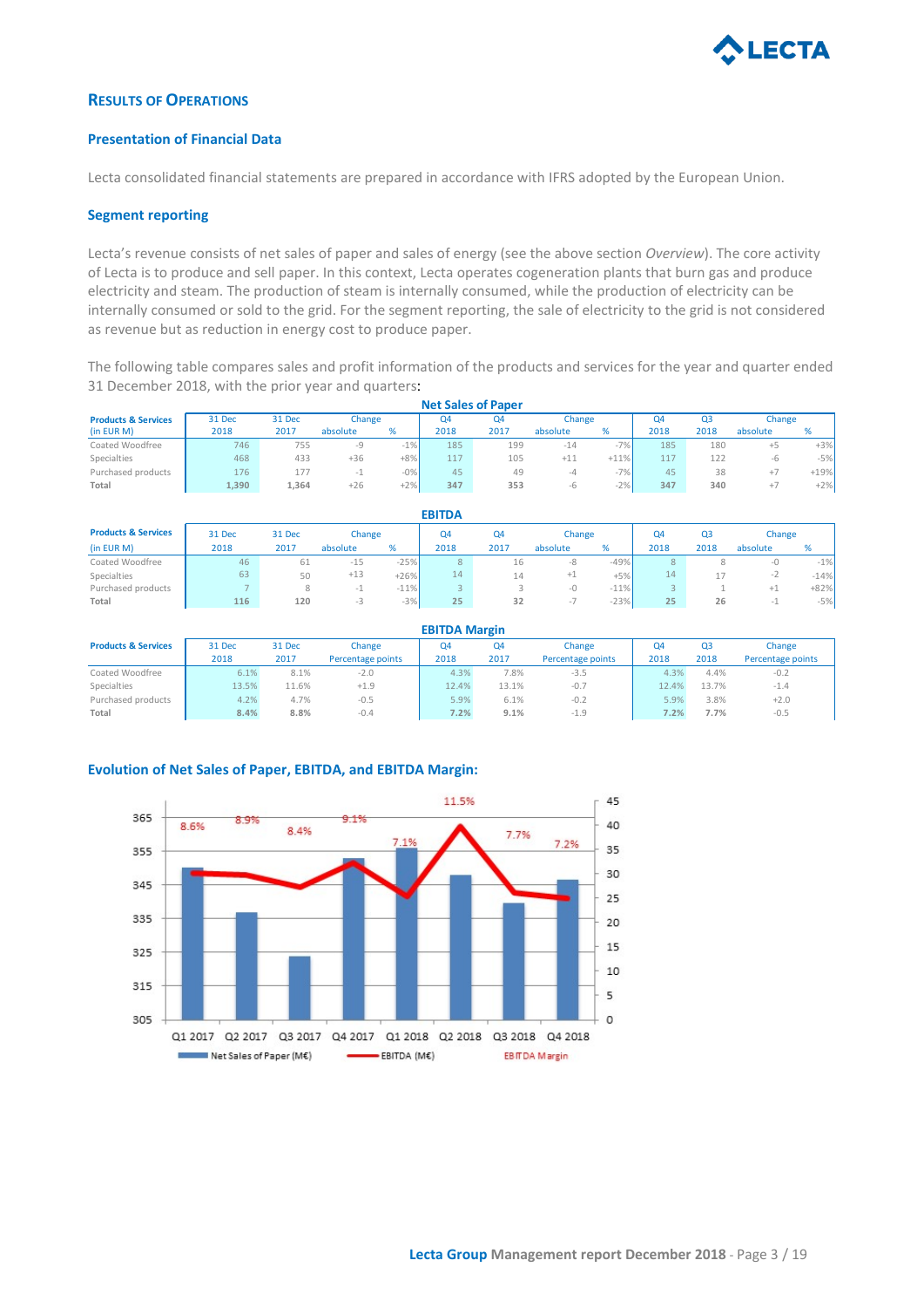## Results of Operations

### Presentation of Financial Data

Lecta consolidated financial statements are prepared in accordance with IFRS adopted by the European Union.

### Segment reporting

Lecta's revenue consists of net sales of paper and sales of energy (see the above section *Overview*). The core activity of Lecta is to produce and sell paper. In this context, Lecta operates cogeneration plants that burn gas and produce electricity and steam. The production of steam is internally consumed, while the production of electricity can be internally consumed or sold to the grid. For the segment reporting, the sale of electricity to the grid is not considered as revenue but as reduction in energy cost to produce paper.

The following table compares sales and profit information of the products and services for the year and quarter ended 31 December 2018, with the prior year and quarters:

**Net Sales of Paper**

| Products & Services (in EUR M) | 31 Dec 2018 | 31 Dec 2017 | Change absolute | Change % | Q4 2018 | Q4 2017 | Change absolute | Change % | Q4 2018 | Q3 2018 | Change absolute | Change % |
|---|---|---|---|---|---|---|---|---|---|---|---|---|
| Coated Woodfree | 746 | 755 | -9 | -1% | 185 | 199 | -14 | -7% | 185 | 180 | +5 | +3% |
| Specialties | 468 | 433 | +36 | +8% | 117 | 105 | +11 | +11% | 117 | 122 | -6 | -5% |
| Purchased products | 176 | 177 | -1 | -0% | 45 | 49 | -4 | -7% | 45 | 38 | +7 | +19% |
| **Total** | **1,390** | **1,364** | +26 | +2% | **347** | **353** | -6 | -2% | **347** | **340** | +7 | +2% |

**EBITDA**

| Products & Services (in EUR M) | 31 Dec 2018 | 31 Dec 2017 | Change absolute | Change % | Q4 2018 | Q4 2017 | Change absolute | Change % | Q4 2018 | Q3 2018 | Change absolute | Change % |
|---|---|---|---|---|---|---|---|---|---|---|---|---|
| Coated Woodfree | 46 | 61 | -15 | -25% | 8 | 16 | -8 | -49% | 8 | 8 | -0 | -1% |
| Specialties | 63 | 50 | +13 | +26% | 14 | 14 | +1 | +5% | 14 | 17 | -2 | -14% |
| Purchased products | 7 | 8 | -1 | -11% | 3 | 3 | -0 | -11% | 3 | 1 | +1 | +82% |
| **Total** | **116** | **120** | -3 | -3% | **25** | **32** | -7 | -23% | **25** | **26** | -1 | -5% |

**EBITDA Margin**

| Products & Services | 31 Dec 2018 | 31 Dec 2017 | Change Percentage points | Q4 2018 | Q4 2017 | Change Percentage points | Q4 2018 | Q3 2018 | Change Percentage points |
|---|---|---|---|---|---|---|---|---|---|
| Coated Woodfree | 6.1% | 8.1% | -2.0 | 4.3% | 7.8% | -3.5 | 4.3% | 4.4% | -0.2 |
| Specialties | 13.5% | 11.6% | +1.9 | 12.4% | 13.1% | -0.7 | 12.4% | 13.7% | -1.4 |
| Purchased products | 4.2% | 4.7% | -0.5 | 5.9% | 6.1% | -0.2 | 5.9% | 3.8% | +2.0 |
| **Total** | **8.4%** | **8.8%** | -0.4 | **7.2%** | **9.1%** | -1.9 | **7.2%** | **7.7%** | -0.5 |

### Evolution of Net Sales of Paper, EBITDA, and EBITDA Margin: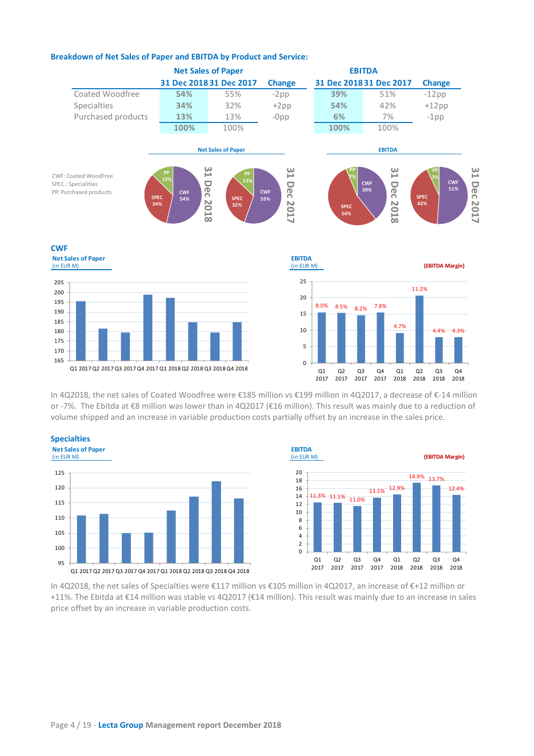### Breakdown of Net Sales of Paper and EBITDA by Product and Service:

| | Net Sales of Paper | | | EBITDA | | |
|---|---|---|---|---|---|---|
| | 31 Dec 2018 | 31 Dec 2017 | Change | 31 Dec 2018 | 31 Dec 2017 | Change |
| Coated Woodfree | 54% | 55% | -2pp | 39% | 51% | -12pp |
| Specialties | 34% | 32% | +2pp | 54% | 42% | +12pp |
| Purchased products | 13% | 13% | -0pp | 6% | 7% | -1pp |
| | 100% | 100% | | 100% | 100% | |

CWF: Coated WoodFree
SPEC.: Specialities
PP: Purchased products

**Net Sales of Paper** — 31 Dec 2018: CWF 54%, SPEC 34%, PP 13%; 31 Dec 2017: CWF 55%, SPEC 32%, PP 13%

**EBITDA** — 31 Dec 2018: CWF 39%, SPEC 54%, PP 7%; 31 Dec 2017: CWF 51%, SPEC 42%, PP 7%

## CWF

**Net Sales of Paper** (in EUR M) — Q1 2017 to Q4 2018

**EBITDA** (in EUR M) **(EBITDA Margin)**

| | Q1 2017 | Q2 2017 | Q3 2017 | Q4 2017 | Q1 2018 | Q2 2018 | Q3 2018 | Q4 2018 |
|---|---|---|---|---|---|---|---|---|
| EBITDA Margin | 8.0% | 8.5% | 8.2% | 7.8% | 4.7% | 11.2% | 4.4% | 4.3% |

In 4Q2018, the net sales of Coated Woodfree were €185 million vs €199 million in 4Q2017, a decrease of €-14 million or -7%. The Ebitda at €8 million was lower than in 4Q2017 (€16 million). This result was mainly due to a reduction of volume shipped and an increase in variable production costs partially offset by an increase in the sales price.

## Specialties

**Net Sales of Paper** (in EUR M) — Q1 2017 to Q4 2018

**EBITDA** (in EUR M) **(EBITDA Margin)**

| | Q1 2017 | Q2 2017 | Q3 2017 | Q4 2017 | Q1 2018 | Q2 2018 | Q3 2018 | Q4 2018 |
|---|---|---|---|---|---|---|---|---|
| EBITDA Margin | 11.3% | 11.1% | 11.0% | 13.1% | 12.9% | 14.9% | 13.7% | 12.4% |

In 4Q2018, the net sales of Specialties were €117 million vs €105 million in 4Q2017, an increase of €+12 million or +11%. The Ebitda at €14 million was stable vs 4Q2017 (€14 million). This result was mainly due to an increase in sales price offset by an increase in variable production costs.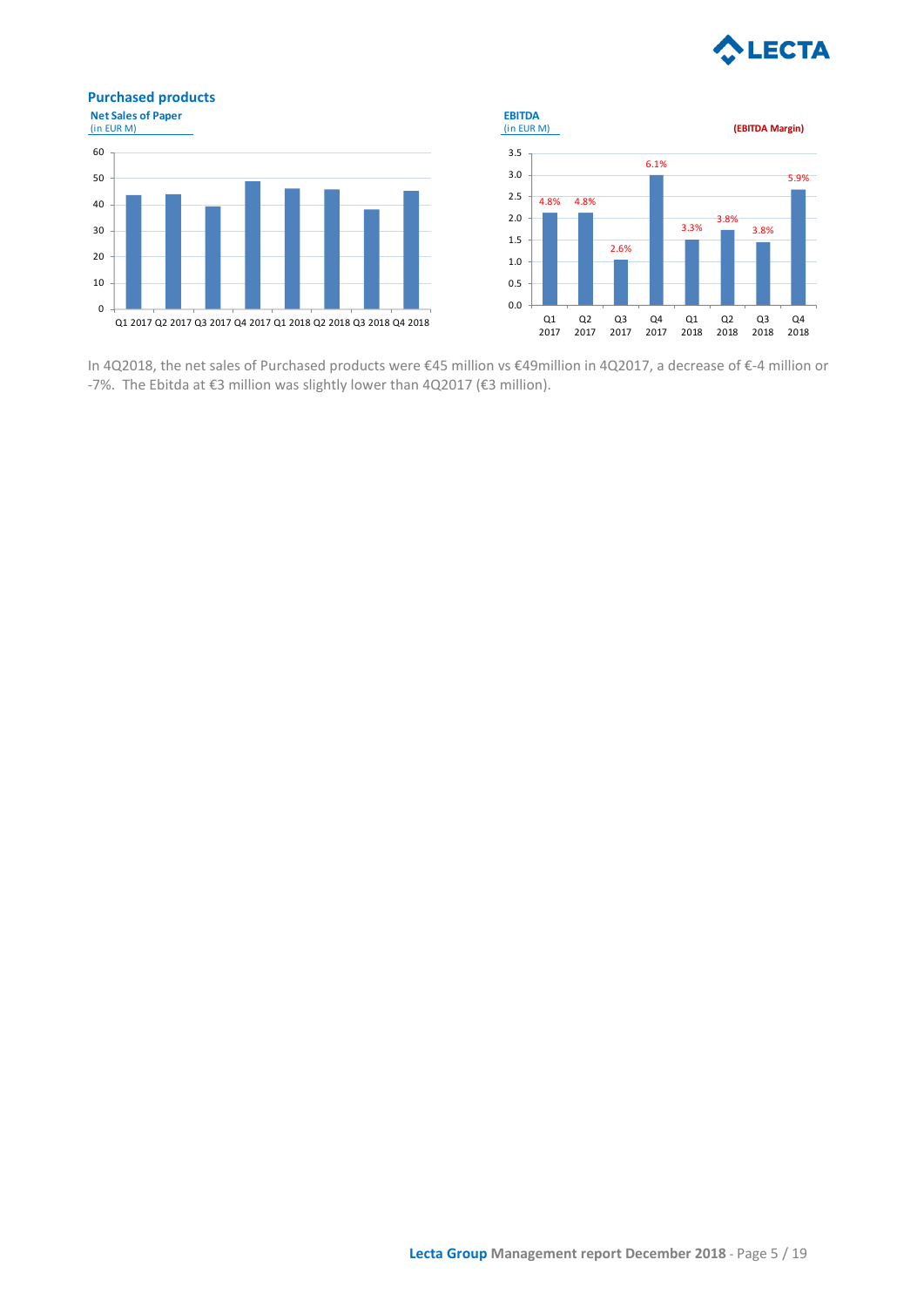## Purchased products

**Net Sales of Paper**
(in EUR M)

**EBITDA**
(in EUR M)

**(EBITDA Margin)**

| | Q1 2017 | Q2 2017 | Q3 2017 | Q4 2017 | Q1 2018 | Q2 2018 | Q3 2018 | Q4 2018 |
|---|---|---|---|---|---|---|---|---|
| EBITDA Margin | 4.8% | 4.8% | 2.6% | 6.1% | 3.3% | 3.8% | 3.8% | 5.9% |

In 4Q2018, the net sales of Purchased products were €45 million vs €49million in 4Q2017, a decrease of €-4 million or -7%. The Ebitda at €3 million was slightly lower than 4Q2017 (€3 million).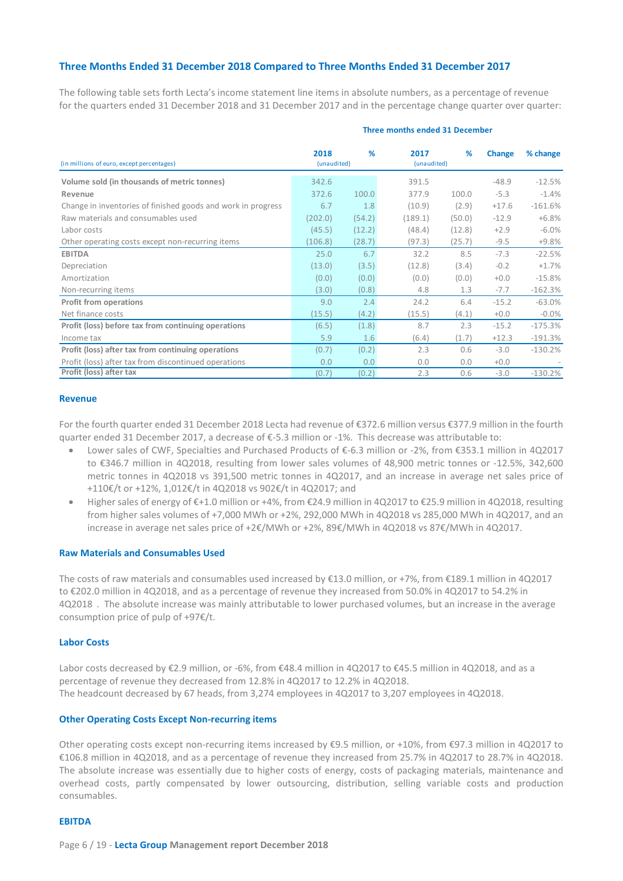## Three Months Ended 31 December 2018 Compared to Three Months Ended 31 December 2017

The following table sets forth Lecta's income statement line items in absolute numbers, as a percentage of revenue for the quarters ended 31 December 2018 and 31 December 2017 and in the percentage change quarter over quarter:

| (in millions of euro, except percentages) | 2018 (unaudited) | % | 2017 (unaudited) | % | Change | % change |
|---|---|---|---|---|---|---|
| | Three months ended 31 December | | | | | |
| **Volume sold (in thousands of metric tonnes)** | 342.6 | | 391.5 | | -48.9 | -12.5% |
| **Revenue** | 372.6 | 100.0 | 377.9 | 100.0 | -5.3 | -1.4% |
| Change in inventories of finished goods and work in progress | 6.7 | 1.8 | (10.9) | (2.9) | +17.6 | -161.6% |
| Raw materials and consumables used | (202.0) | (54.2) | (189.1) | (50.0) | -12.9 | +6.8% |
| Labor costs | (45.5) | (12.2) | (48.4) | (12.8) | +2.9 | -6.0% |
| Other operating costs except non-recurring items | (106.8) | (28.7) | (97.3) | (25.7) | -9.5 | +9.8% |
| **EBITDA** | 25.0 | 6.7 | 32.2 | 8.5 | -7.3 | -22.5% |
| Depreciation | (13.0) | (3.5) | (12.8) | (3.4) | -0.2 | +1.7% |
| Amortization | (0.0) | (0.0) | (0.0) | (0.0) | +0.0 | -15.8% |
| Non-recurring items | (3.0) | (0.8) | 4.8 | 1.3 | -7.7 | -162.3% |
| **Profit from operations** | 9.0 | 2.4 | 24.2 | 6.4 | -15.2 | -63.0% |
| Net finance costs | (15.5) | (4.2) | (15.5) | (4.1) | +0.0 | -0.0% |
| **Profit (loss) before tax from continuing operations** | (6.5) | (1.8) | 8.7 | 2.3 | -15.2 | -175.3% |
| Income tax | 5.9 | 1.6 | (6.4) | (1.7) | +12.3 | -191.3% |
| **Profit (loss) after tax from continuing operations** | (0.7) | (0.2) | 2.3 | 0.6 | -3.0 | -130.2% |
| Profit (loss) after tax from discontinued operations | 0.0 | 0.0 | 0.0 | 0.0 | +0.0 | - |
| **Profit (loss) after tax** | (0.7) | (0.2) | 2.3 | 0.6 | -3.0 | -130.2% |

### Revenue

For the fourth quarter ended 31 December 2018 Lecta had revenue of €372.6 million versus €377.9 million in the fourth quarter ended 31 December 2017, a decrease of €-5.3 million or -1%. This decrease was attributable to:

- Lower sales of CWF, Specialties and Purchased Products of €-6.3 million or -2%, from €353.1 million in 4Q2017 to €346.7 million in 4Q2018, resulting from lower sales volumes of 48,900 metric tonnes or -12.5%, 342,600 metric tonnes in 4Q2018 vs 391,500 metric tonnes in 4Q2017, and an increase in average net sales price of +110€/t or +12%, 1,012€/t in 4Q2018 vs 902€/t in 4Q2017; and
- Higher sales of energy of €+1.0 million or +4%, from €24.9 million in 4Q2017 to €25.9 million in 4Q2018, resulting from higher sales volumes of +7,000 MWh or +2%, 292,000 MWh in 4Q2018 vs 285,000 MWh in 4Q2017, and an increase in average net sales price of +2€/MWh or +2%, 89€/MWh in 4Q2018 vs 87€/MWh in 4Q2017.

### Raw Materials and Consumables Used

The costs of raw materials and consumables used increased by €13.0 million, or +7%, from €189.1 million in 4Q2017 to €202.0 million in 4Q2018, and as a percentage of revenue they increased from 50.0% in 4Q2017 to 54.2% in 4Q2018 . The absolute increase was mainly attributable to lower purchased volumes, but an increase in the average consumption price of pulp of +97€/t.

### Labor Costs

Labor costs decreased by €2.9 million, or -6%, from €48.4 million in 4Q2017 to €45.5 million in 4Q2018, and as a percentage of revenue they decreased from 12.8% in 4Q2017 to 12.2% in 4Q2018.
The headcount decreased by 67 heads, from 3,274 employees in 4Q2017 to 3,207 employees in 4Q2018.

### Other Operating Costs Except Non-recurring items

Other operating costs except non-recurring items increased by €9.5 million, or +10%, from €97.3 million in 4Q2017 to €106.8 million in 4Q2018, and as a percentage of revenue they increased from 25.7% in 4Q2017 to 28.7% in 4Q2018. The absolute increase was essentially due to higher costs of energy, costs of packaging materials, maintenance and overhead costs, partly compensated by lower outsourcing, distribution, selling variable costs and production consumables.

### EBITDA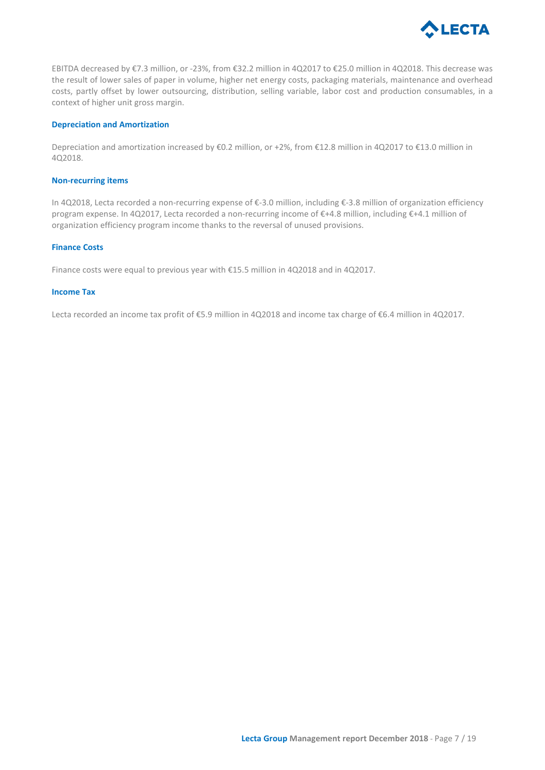EBITDA decreased by €7.3 million, or -23%, from €32.2 million in 4Q2017 to €25.0 million in 4Q2018. This decrease was the result of lower sales of paper in volume, higher net energy costs, packaging materials, maintenance and overhead costs, partly offset by lower outsourcing, distribution, selling variable, labor cost and production consumables, in a context of higher unit gross margin.

### Depreciation and Amortization

Depreciation and amortization increased by €0.2 million, or +2%, from €12.8 million in 4Q2017 to €13.0 million in 4Q2018.

### Non-recurring items

In 4Q2018, Lecta recorded a non-recurring expense of €-3.0 million, including €-3.8 million of organization efficiency program expense. In 4Q2017, Lecta recorded a non-recurring income of €+4.8 million, including €+4.1 million of organization efficiency program income thanks to the reversal of unused provisions.

### Finance Costs

Finance costs were equal to previous year with €15.5 million in 4Q2018 and in 4Q2017.

### Income Tax

Lecta recorded an income tax profit of €5.9 million in 4Q2018 and income tax charge of €6.4 million in 4Q2017.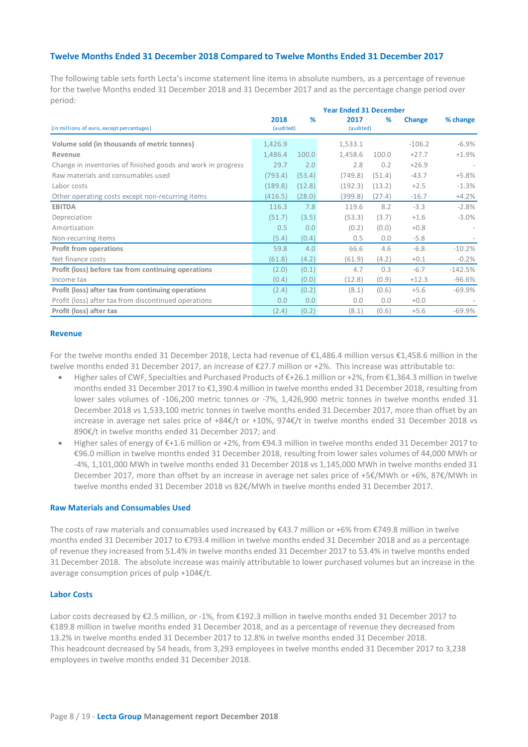## Twelve Months Ended 31 December 2018 Compared to Twelve Months Ended 31 December 2017

The following table sets forth Lecta's income statement line items in absolute numbers, as a percentage of revenue for the twelve Months ended 31 December 2018 and 31 December 2017 and as the percentage change period over period:

| (in millions of euro, except percentages) | Year Ended 31 December | | | | | |
|---|---|---|---|---|---|---|
| | 2018 (audited) | % | 2017 (audited) | % | Change | % change |
| **Volume sold (in thousands of metric tonnes)** | 1,426.9 | | 1,533.1 | | -106.2 | -6.9% |
| **Revenue** | 1,486.4 | 100.0 | 1,458.6 | 100.0 | +27.7 | +1.9% |
| Change in inventories of finished goods and work in progress | 29.7 | 2.0 | 2.8 | 0.2 | +26.9 | - |
| Raw materials and consumables used | (793.4) | (53.4) | (749.8) | (51.4) | -43.7 | +5.8% |
| Labor costs | (189.8) | (12.8) | (192.3) | (13.2) | +2.5 | -1.3% |
| Other operating costs except non-recurring items | (416.5) | (28.0) | (399.8) | (27.4) | -16.7 | +4.2% |
| **EBITDA** | 116.3 | 7.8 | 119.6 | 8.2 | -3.3 | -2.8% |
| Depreciation | (51.7) | (3.5) | (53.3) | (3.7) | +1.6 | -3.0% |
| Amortization | 0.5 | 0.0 | (0.2) | (0.0) | +0.8 | - |
| Non-recurring items | (5.4) | (0.4) | 0.5 | 0.0 | -5.8 | - |
| **Profit from operations** | 59.8 | 4.0 | 66.6 | 4.6 | -6.8 | -10.2% |
| Net finance costs | (61.8) | (4.2) | (61.9) | (4.2) | +0.1 | -0.2% |
| **Profit (loss) before tax from continuing operations** | (2.0) | (0.1) | 4.7 | 0.3 | -6.7 | -142.5% |
| Income tax | (0.4) | (0.0) | (12.8) | (0.9) | +12.3 | -96.6% |
| **Profit (loss) after tax from continuing operations** | (2.4) | (0.2) | (8.1) | (0.6) | +5.6 | -69.9% |
| Profit (loss) after tax from discontinued operations | 0.0 | 0.0 | 0.0 | 0.0 | +0.0 | - |
| **Profit (loss) after tax** | (2.4) | (0.2) | (8.1) | (0.6) | +5.6 | -69.9% |

### Revenue

For the twelve months ended 31 December 2018, Lecta had revenue of €1,486.4 million versus €1,458.6 million in the twelve months ended 31 December 2017, an increase of €27.7 million or +2%. This increase was attributable to:

- Higher sales of CWF, Specialties and Purchased Products of €+26.1 million or +2%, from €1,364.3 million in twelve months ended 31 December 2017 to €1,390.4 million in twelve months ended 31 December 2018, resulting from lower sales volumes of -106,200 metric tonnes or -7%, 1,426,900 metric tonnes in twelve months ended 31 December 2018 vs 1,533,100 metric tonnes in twelve months ended 31 December 2017, more than offset by an increase in average net sales price of +84€/t or +10%, 974€/t in twelve months ended 31 December 2018 vs 890€/t in twelve months ended 31 December 2017; and
- Higher sales of energy of €+1.6 million or +2%, from €94.3 million in twelve months ended 31 December 2017 to €96.0 million in twelve months ended 31 December 2018, resulting from lower sales volumes of 44,000 MWh or -4%, 1,101,000 MWh in twelve months ended 31 December 2018 vs 1,145,000 MWh in twelve months ended 31 December 2017, more than offset by an increase in average net sales price of +5€/MWh or +6%, 87€/MWh in twelve months ended 31 December 2018 vs 82€/MWh in twelve months ended 31 December 2017.

### Raw Materials and Consumables Used

The costs of raw materials and consumables used increased by €43.7 million or +6% from €749.8 million in twelve months ended 31 December 2017 to €793.4 million in twelve months ended 31 December 2018 and as a percentage of revenue they increased from 51.4% in twelve months ended 31 December 2017 to 53.4% in twelve months ended 31 December 2018. The absolute increase was mainly attributable to lower purchased volumes but an increase in the average consumption prices of pulp +104€/t.

### Labor Costs

Labor costs decreased by €2.5 million, or -1%, from €192.3 million in twelve months ended 31 December 2017 to €189.8 million in twelve months ended 31 December 2018, and as a percentage of revenue they decreased from 13.2% in twelve months ended 31 December 2017 to 12.8% in twelve months ended 31 December 2018.
This headcount decreased by 54 heads, from 3,293 employees in twelve months ended 31 December 2017 to 3,238 employees in twelve months ended 31 December 2018.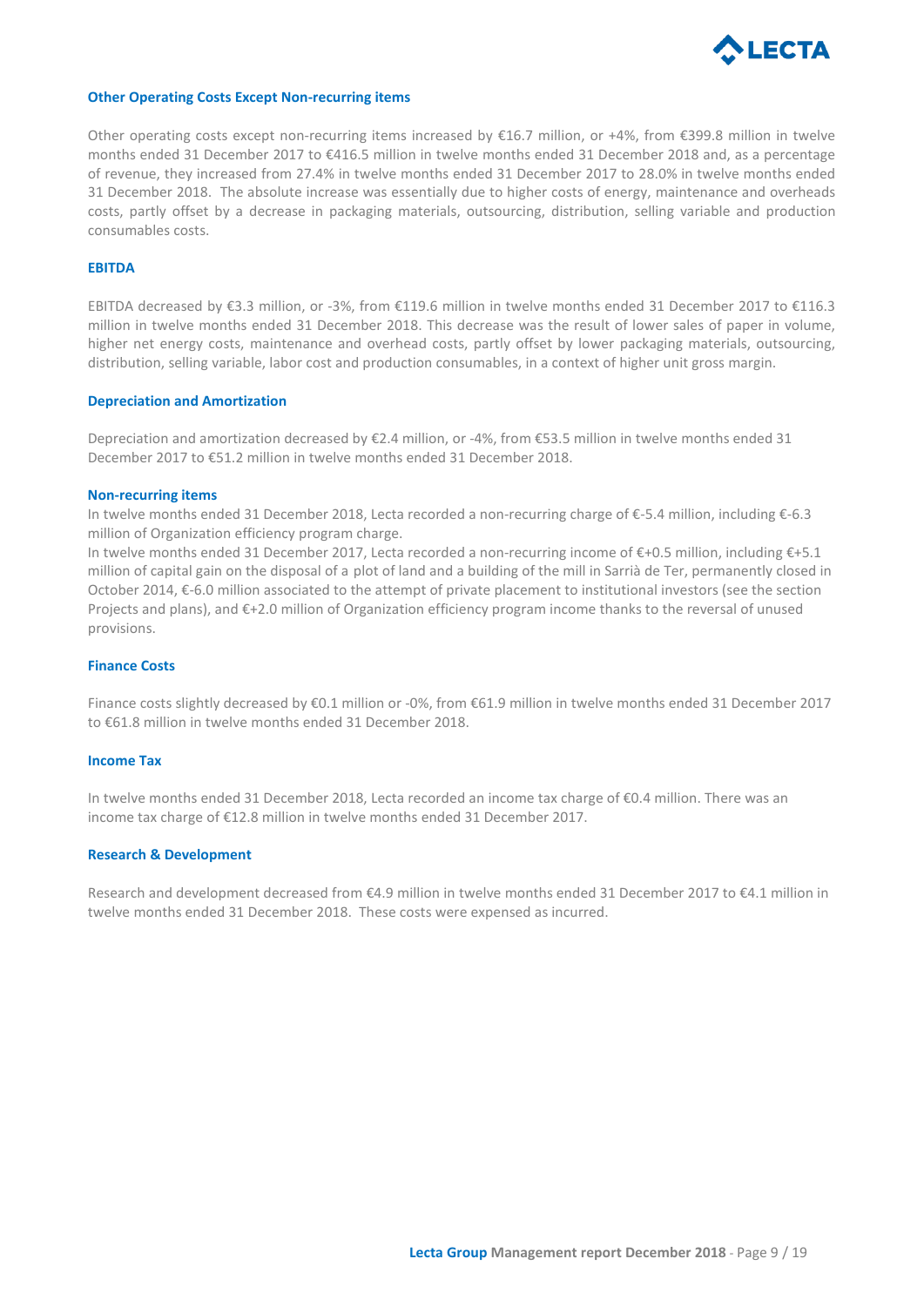### Other Operating Costs Except Non-recurring items

Other operating costs except non-recurring items increased by €16.7 million, or +4%, from €399.8 million in twelve months ended 31 December 2017 to €416.5 million in twelve months ended 31 December 2018 and, as a percentage of revenue, they increased from 27.4% in twelve months ended 31 December 2017 to 28.0% in twelve months ended 31 December 2018. The absolute increase was essentially due to higher costs of energy, maintenance and overheads costs, partly offset by a decrease in packaging materials, outsourcing, distribution, selling variable and production consumables costs.

### EBITDA

EBITDA decreased by €3.3 million, or -3%, from €119.6 million in twelve months ended 31 December 2017 to €116.3 million in twelve months ended 31 December 2018. This decrease was the result of lower sales of paper in volume, higher net energy costs, maintenance and overhead costs, partly offset by lower packaging materials, outsourcing, distribution, selling variable, labor cost and production consumables, in a context of higher unit gross margin.

### Depreciation and Amortization

Depreciation and amortization decreased by €2.4 million, or -4%, from €53.5 million in twelve months ended 31 December 2017 to €51.2 million in twelve months ended 31 December 2018.

### Non-recurring items

In twelve months ended 31 December 2018, Lecta recorded a non-recurring charge of €-5.4 million, including €-6.3 million of Organization efficiency program charge.

In twelve months ended 31 December 2017, Lecta recorded a non-recurring income of €+0.5 million, including €+5.1 million of capital gain on the disposal of a plot of land and a building of the mill in Sarrià de Ter, permanently closed in October 2014, €-6.0 million associated to the attempt of private placement to institutional investors (see the section Projects and plans), and €+2.0 million of Organization efficiency program income thanks to the reversal of unused provisions.

### Finance Costs

Finance costs slightly decreased by €0.1 million or -0%, from €61.9 million in twelve months ended 31 December 2017 to €61.8 million in twelve months ended 31 December 2018.

### Income Tax

In twelve months ended 31 December 2018, Lecta recorded an income tax charge of €0.4 million. There was an income tax charge of €12.8 million in twelve months ended 31 December 2017.

### Research & Development

Research and development decreased from €4.9 million in twelve months ended 31 December 2017 to €4.1 million in twelve months ended 31 December 2018. These costs were expensed as incurred.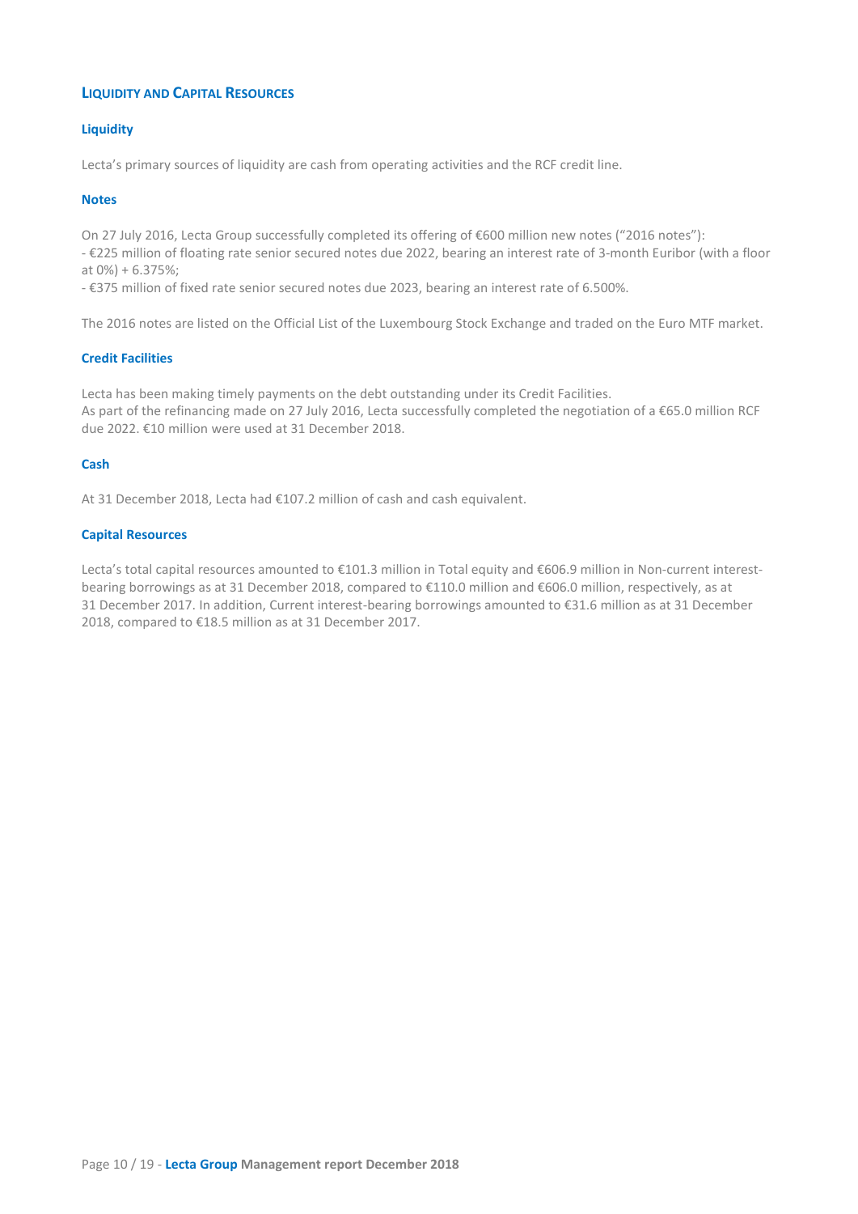## LIQUIDITY AND CAPITAL RESOURCES

### Liquidity

Lecta's primary sources of liquidity are cash from operating activities and the RCF credit line.

### Notes

On 27 July 2016, Lecta Group successfully completed its offering of €600 million new notes ("2016 notes"):

- €225 million of floating rate senior secured notes due 2022, bearing an interest rate of 3-month Euribor (with a floor at 0%) + 6.375%;
- €375 million of fixed rate senior secured notes due 2023, bearing an interest rate of 6.500%.

The 2016 notes are listed on the Official List of the Luxembourg Stock Exchange and traded on the Euro MTF market.

### Credit Facilities

Lecta has been making timely payments on the debt outstanding under its Credit Facilities.
As part of the refinancing made on 27 July 2016, Lecta successfully completed the negotiation of a €65.0 million RCF due 2022. €10 million were used at 31 December 2018.

### Cash

At 31 December 2018, Lecta had €107.2 million of cash and cash equivalent.

### Capital Resources

Lecta's total capital resources amounted to €101.3 million in Total equity and €606.9 million in Non-current interest-bearing borrowings as at 31 December 2018, compared to €110.0 million and €606.0 million, respectively, as at 31 December 2017. In addition, Current interest-bearing borrowings amounted to €31.6 million as at 31 December 2018, compared to €18.5 million as at 31 December 2017.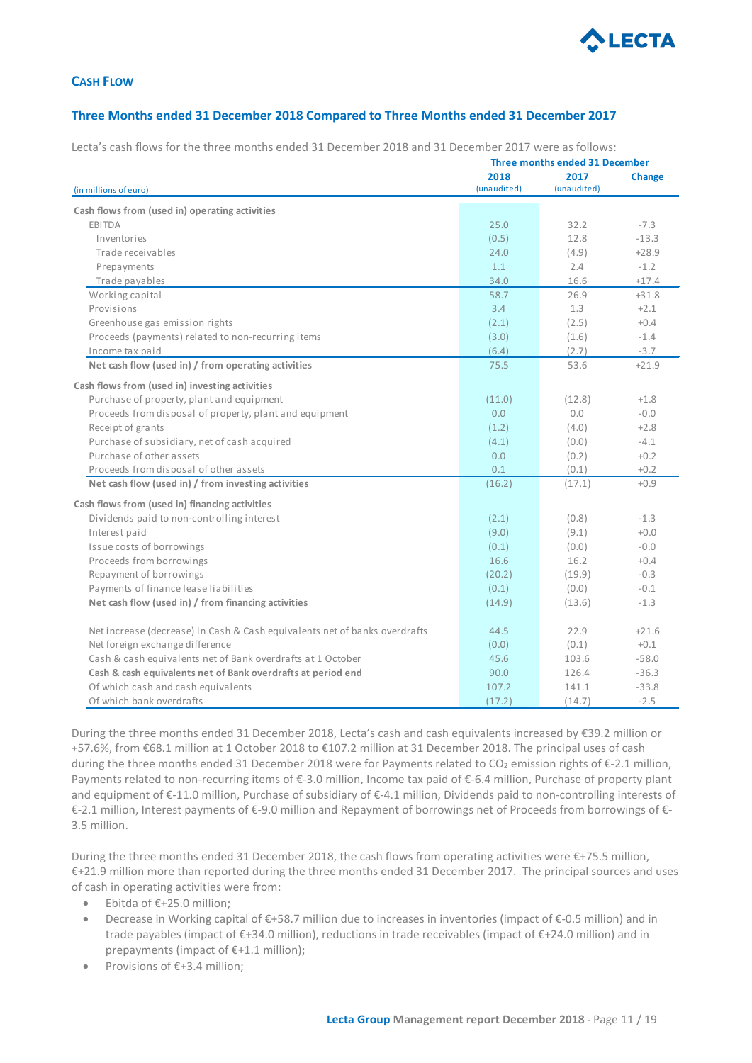## CASH FLOW

### Three Months ended 31 December 2018 Compared to Three Months ended 31 December 2017

Lecta's cash flows for the three months ended 31 December 2018 and 31 December 2017 were as follows:

| (in millions of euro) | Three months ended 31 December 2018 (unaudited) | 2017 (unaudited) | Change |
|---|---|---|---|
| **Cash flows from (used in) operating activities** | | | |
| EBITDA | 25.0 | 32.2 | -7.3 |
| Inventories | (0.5) | 12.8 | -13.3 |
| Trade receivables | 24.0 | (4.9) | +28.9 |
| Prepayments | 1.1 | 2.4 | -1.2 |
| Trade payables | 34.0 | 16.6 | +17.4 |
| Working capital | 58.7 | 26.9 | +31.8 |
| Provisions | 3.4 | 1.3 | +2.1 |
| Greenhouse gas emission rights | (2.1) | (2.5) | +0.4 |
| Proceeds (payments) related to non-recurring items | (3.0) | (1.6) | -1.4 |
| Income tax paid | (6.4) | (2.7) | -3.7 |
| **Net cash flow (used in) / from operating activities** | 75.5 | 53.6 | +21.9 |
| **Cash flows from (used in) investing activities** | | | |
| Purchase of property, plant and equipment | (11.0) | (12.8) | +1.8 |
| Proceeds from disposal of property, plant and equipment | 0.0 | 0.0 | -0.0 |
| Receipt of grants | (1.2) | (4.0) | +2.8 |
| Purchase of subsidiary, net of cash acquired | (4.1) | (0.0) | -4.1 |
| Purchase of other assets | 0.0 | (0.2) | +0.2 |
| Proceeds from disposal of other assets | 0.1 | (0.1) | +0.2 |
| **Net cash flow (used in) / from investing activities** | (16.2) | (17.1) | +0.9 |
| **Cash flows from (used in) financing activities** | | | |
| Dividends paid to non-controlling interest | (2.1) | (0.8) | -1.3 |
| Interest paid | (9.0) | (9.1) | +0.0 |
| Issue costs of borrowings | (0.1) | (0.0) | -0.0 |
| Proceeds from borrowings | 16.6 | 16.2 | +0.4 |
| Repayment of borrowings | (20.2) | (19.9) | -0.3 |
| Payments of finance lease liabilities | (0.1) | (0.0) | -0.1 |
| **Net cash flow (used in) / from financing activities** | (14.9) | (13.6) | -1.3 |
| Net increase (decrease) in Cash & Cash equivalents net of banks overdrafts | 44.5 | 22.9 | +21.6 |
| Net foreign exchange difference | (0.0) | (0.1) | +0.1 |
| Cash & cash equivalents net of Bank overdrafts at 1 October | 45.6 | 103.6 | -58.0 |
| **Cash & cash equivalents net of Bank overdrafts at period end** | 90.0 | 126.4 | -36.3 |
| Of which cash and cash equivalents | 107.2 | 141.1 | -33.8 |
| Of which bank overdrafts | (17.2) | (14.7) | -2.5 |

During the three months ended 31 December 2018, Lecta's cash and cash equivalents increased by €39.2 million or +57.6%, from €68.1 million at 1 October 2018 to €107.2 million at 31 December 2018. The principal uses of cash during the three months ended 31 December 2018 were for Payments related to $CO_2$ emission rights of €-2.1 million, Payments related to non-recurring items of €-3.0 million, Income tax paid of €-6.4 million, Purchase of property plant and equipment of €-11.0 million, Purchase of subsidiary of €-4.1 million, Dividends paid to non-controlling interests of €-2.1 million, Interest payments of €-9.0 million and Repayment of borrowings net of Proceeds from borrowings of €-3.5 million.

During the three months ended 31 December 2018, the cash flows from operating activities were €+75.5 million, €+21.9 million more than reported during the three months ended 31 December 2017. The principal sources and uses of cash in operating activities were from:

- Ebitda of €+25.0 million;
- Decrease in Working capital of €+58.7 million due to increases in inventories (impact of €-0.5 million) and in trade payables (impact of €+34.0 million), reductions in trade receivables (impact of €+24.0 million) and in prepayments (impact of €+1.1 million);
- Provisions of €+3.4 million;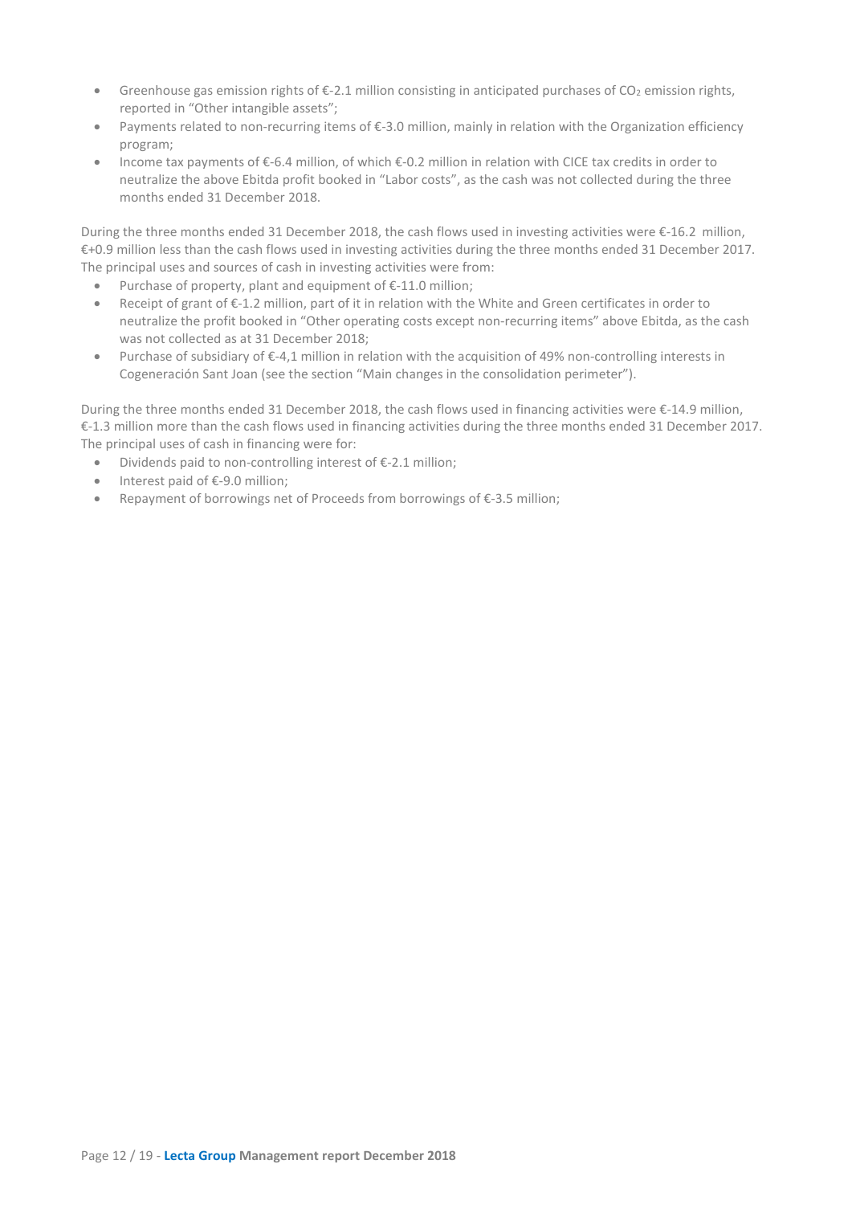- Greenhouse gas emission rights of €-2.1 million consisting in anticipated purchases of $CO_2$ emission rights, reported in "Other intangible assets";
- Payments related to non-recurring items of €-3.0 million, mainly in relation with the Organization efficiency program;
- Income tax payments of €-6.4 million, of which €-0.2 million in relation with CICE tax credits in order to neutralize the above Ebitda profit booked in "Labor costs", as the cash was not collected during the three months ended 31 December 2018.

During the three months ended 31 December 2018, the cash flows used in investing activities were €-16.2 million, €+0.9 million less than the cash flows used in investing activities during the three months ended 31 December 2017. The principal uses and sources of cash in investing activities were from:

- Purchase of property, plant and equipment of €-11.0 million;
- Receipt of grant of €-1.2 million, part of it in relation with the White and Green certificates in order to neutralize the profit booked in "Other operating costs except non-recurring items" above Ebitda, as the cash was not collected as at 31 December 2018;
- Purchase of subsidiary of €-4,1 million in relation with the acquisition of 49% non-controlling interests in Cogeneración Sant Joan (see the section "Main changes in the consolidation perimeter").

During the three months ended 31 December 2018, the cash flows used in financing activities were €-14.9 million, €-1.3 million more than the cash flows used in financing activities during the three months ended 31 December 2017. The principal uses of cash in financing were for:

- Dividends paid to non-controlling interest of €-2.1 million;
- Interest paid of €-9.0 million;
- Repayment of borrowings net of Proceeds from borrowings of €-3.5 million;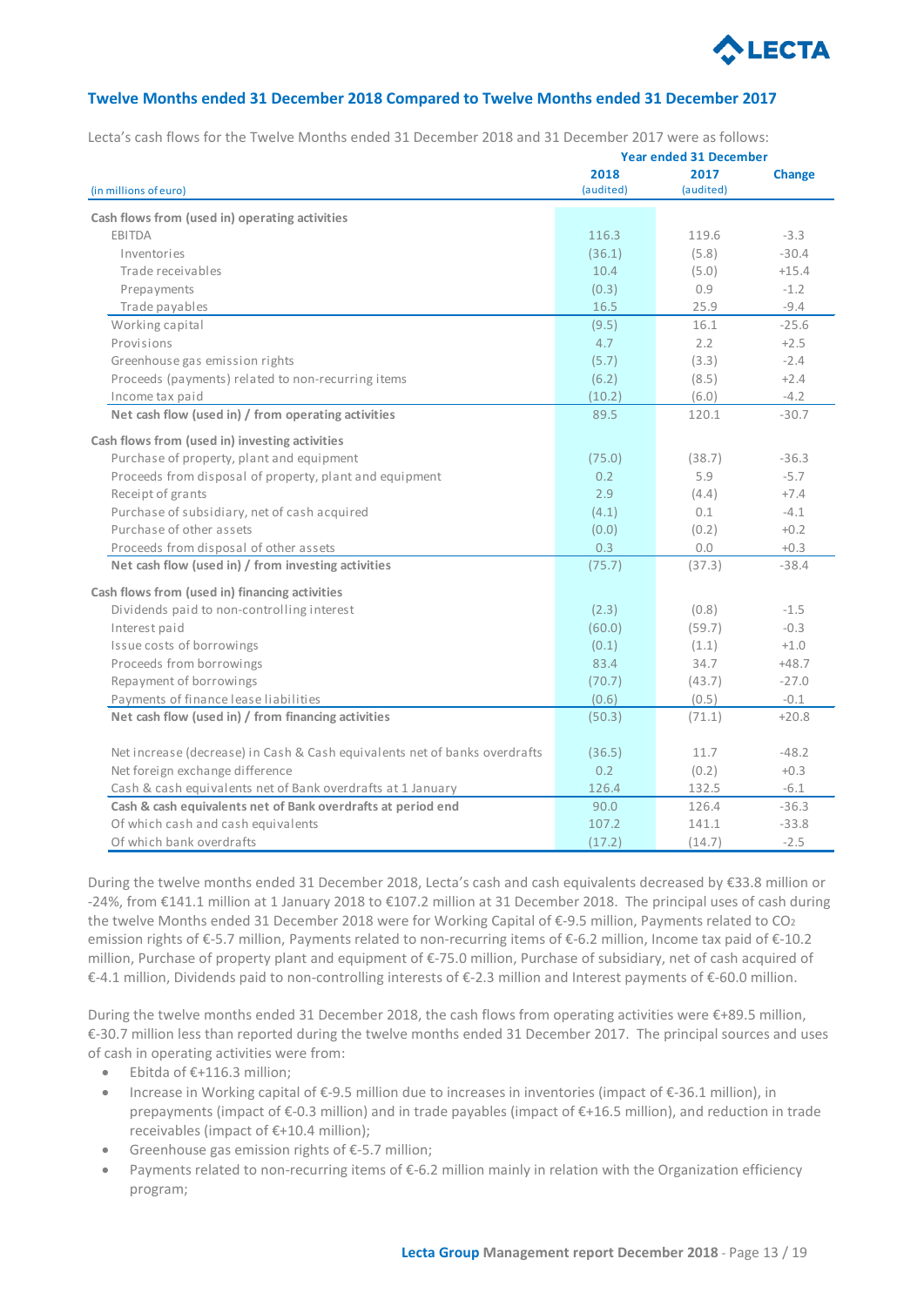## Twelve Months ended 31 December 2018 Compared to Twelve Months ended 31 December 2017

Lecta's cash flows for the Twelve Months ended 31 December 2018 and 31 December 2017 were as follows:

| (in millions of euro) | Year ended 31 December 2018 (audited) | 2017 (audited) | Change |
|---|---|---|---|
| **Cash flows from (used in) operating activities** | | | |
| EBITDA | 116.3 | 119.6 | -3.3 |
| Inventories | (36.1) | (5.8) | -30.4 |
| Trade receivables | 10.4 | (5.0) | +15.4 |
| Prepayments | (0.3) | 0.9 | -1.2 |
| Trade payables | 16.5 | 25.9 | -9.4 |
| Working capital | (9.5) | 16.1 | -25.6 |
| Provisions | 4.7 | 2.2 | +2.5 |
| Greenhouse gas emission rights | (5.7) | (3.3) | -2.4 |
| Proceeds (payments) related to non-recurring items | (6.2) | (8.5) | +2.4 |
| Income tax paid | (10.2) | (6.0) | -4.2 |
| **Net cash flow (used in) / from operating activities** | 89.5 | 120.1 | -30.7 |
| **Cash flows from (used in) investing activities** | | | |
| Purchase of property, plant and equipment | (75.0) | (38.7) | -36.3 |
| Proceeds from disposal of property, plant and equipment | 0.2 | 5.9 | -5.7 |
| Receipt of grants | 2.9 | (4.4) | +7.4 |
| Purchase of subsidiary, net of cash acquired | (4.1) | 0.1 | -4.1 |
| Purchase of other assets | (0.0) | (0.2) | +0.2 |
| Proceeds from disposal of other assets | 0.3 | 0.0 | +0.3 |
| **Net cash flow (used in) / from investing activities** | (75.7) | (37.3) | -38.4 |
| **Cash flows from (used in) financing activities** | | | |
| Dividends paid to non-controlling interest | (2.3) | (0.8) | -1.5 |
| Interest paid | (60.0) | (59.7) | -0.3 |
| Issue costs of borrowings | (0.1) | (1.1) | +1.0 |
| Proceeds from borrowings | 83.4 | 34.7 | +48.7 |
| Repayment of borrowings | (70.7) | (43.7) | -27.0 |
| Payments of finance lease liabilities | (0.6) | (0.5) | -0.1 |
| **Net cash flow (used in) / from financing activities** | (50.3) | (71.1) | +20.8 |
| Net increase (decrease) in Cash & Cash equivalents net of banks overdrafts | (36.5) | 11.7 | -48.2 |
| Net foreign exchange difference | 0.2 | (0.2) | +0.3 |
| Cash & cash equivalents net of Bank overdrafts at 1 January | 126.4 | 132.5 | -6.1 |
| **Cash & cash equivalents net of Bank overdrafts at period end** | 90.0 | 126.4 | -36.3 |
| Of which cash and cash equivalents | 107.2 | 141.1 | -33.8 |
| Of which bank overdrafts | (17.2) | (14.7) | -2.5 |

During the twelve months ended 31 December 2018, Lecta's cash and cash equivalents decreased by €33.8 million or -24%, from €141.1 million at 1 January 2018 to €107.2 million at 31 December 2018. The principal uses of cash during the twelve Months ended 31 December 2018 were for Working Capital of €-9.5 million, Payments related to $CO_2$ emission rights of €-5.7 million, Payments related to non-recurring items of €-6.2 million, Income tax paid of €-10.2 million, Purchase of property plant and equipment of €-75.0 million, Purchase of subsidiary, net of cash acquired of €-4.1 million, Dividends paid to non-controlling interests of €-2.3 million and Interest payments of €-60.0 million.

During the twelve months ended 31 December 2018, the cash flows from operating activities were €+89.5 million, €-30.7 million less than reported during the twelve months ended 31 December 2017. The principal sources and uses of cash in operating activities were from:

- Ebitda of €+116.3 million;
- Increase in Working capital of €-9.5 million due to increases in inventories (impact of €-36.1 million), in prepayments (impact of €-0.3 million) and in trade payables (impact of €+16.5 million), and reduction in trade receivables (impact of €+10.4 million);
- Greenhouse gas emission rights of €-5.7 million;
- Payments related to non-recurring items of €-6.2 million mainly in relation with the Organization efficiency program;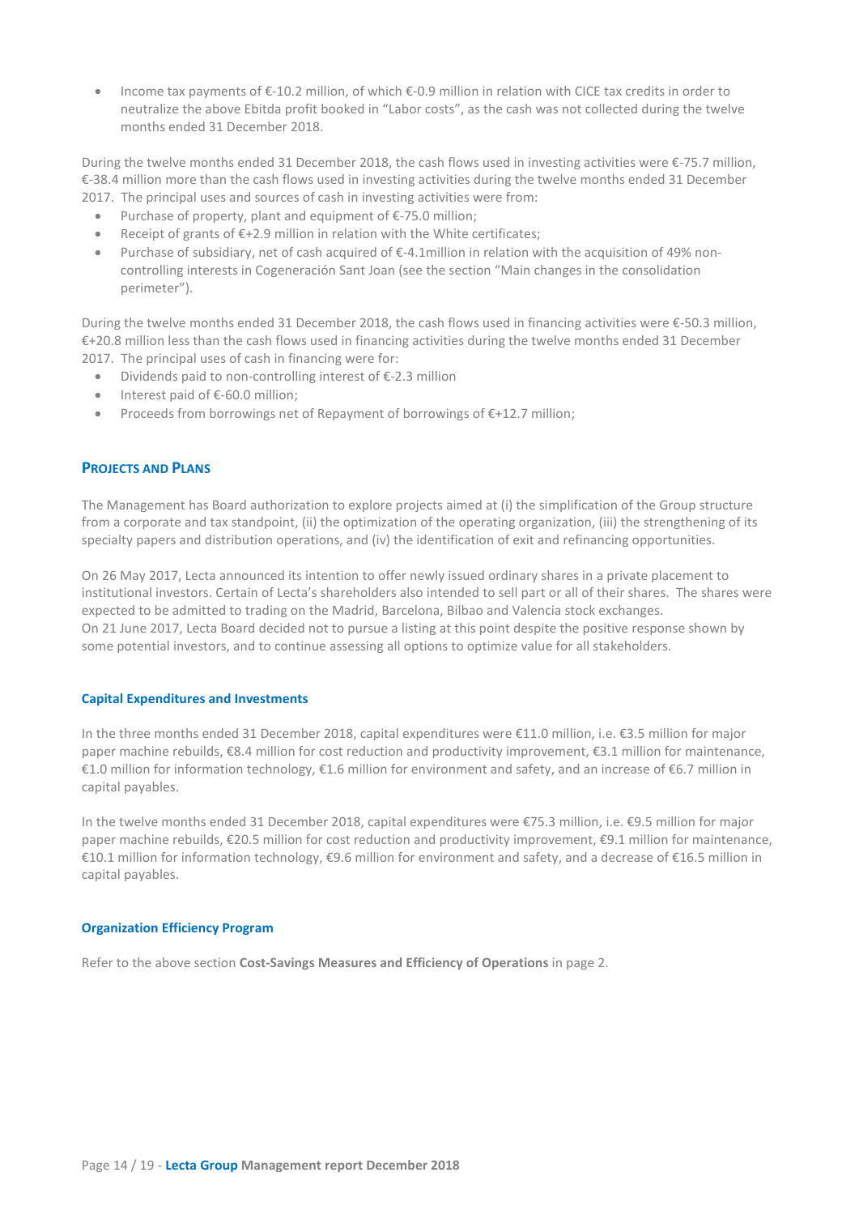- Income tax payments of €-10.2 million, of which €-0.9 million in relation with CICE tax credits in order to neutralize the above Ebitda profit booked in "Labor costs", as the cash was not collected during the twelve months ended 31 December 2018.

During the twelve months ended 31 December 2018, the cash flows used in investing activities were €-75.7 million, €-38.4 million more than the cash flows used in investing activities during the twelve months ended 31 December 2017. The principal uses and sources of cash in investing activities were from:

- Purchase of property, plant and equipment of €-75.0 million;
- Receipt of grants of €+2.9 million in relation with the White certificates;
- Purchase of subsidiary, net of cash acquired of €-4.1million in relation with the acquisition of 49% non-controlling interests in Cogeneración Sant Joan (see the section "Main changes in the consolidation perimeter").

During the twelve months ended 31 December 2018, the cash flows used in financing activities were €-50.3 million, €+20.8 million less than the cash flows used in financing activities during the twelve months ended 31 December 2017. The principal uses of cash in financing were for:

- Dividends paid to non-controlling interest of €-2.3 million
- Interest paid of €-60.0 million;
- Proceeds from borrowings net of Repayment of borrowings of €+12.7 million;

## PROJECTS AND PLANS

The Management has Board authorization to explore projects aimed at (i) the simplification of the Group structure from a corporate and tax standpoint, (ii) the optimization of the operating organization, (iii) the strengthening of its specialty papers and distribution operations, and (iv) the identification of exit and refinancing opportunities.

On 26 May 2017, Lecta announced its intention to offer newly issued ordinary shares in a private placement to institutional investors. Certain of Lecta's shareholders also intended to sell part or all of their shares. The shares were expected to be admitted to trading on the Madrid, Barcelona, Bilbao and Valencia stock exchanges.
On 21 June 2017, Lecta Board decided not to pursue a listing at this point despite the positive response shown by some potential investors, and to continue assessing all options to optimize value for all stakeholders.

### Capital Expenditures and Investments

In the three months ended 31 December 2018, capital expenditures were €11.0 million, i.e. €3.5 million for major paper machine rebuilds, €8.4 million for cost reduction and productivity improvement, €3.1 million for maintenance, €1.0 million for information technology, €1.6 million for environment and safety, and an increase of €6.7 million in capital payables.

In the twelve months ended 31 December 2018, capital expenditures were €75.3 million, i.e. €9.5 million for major paper machine rebuilds, €20.5 million for cost reduction and productivity improvement, €9.1 million for maintenance, €10.1 million for information technology, €9.6 million for environment and safety, and a decrease of €16.5 million in capital payables.

### Organization Efficiency Program

Refer to the above section **Cost-Savings Measures and Efficiency of Operations** in page 2.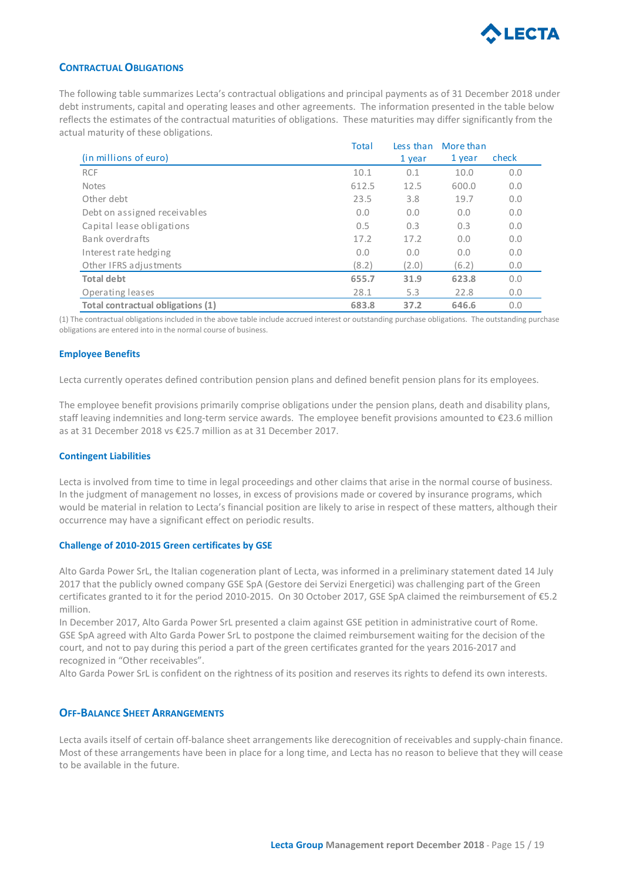## CONTRACTUAL OBLIGATIONS

The following table summarizes Lecta's contractual obligations and principal payments as of 31 December 2018 under debt instruments, capital and operating leases and other agreements. The information presented in the table below reflects the estimates of the contractual maturities of obligations. These maturities may differ significantly from the actual maturity of these obligations.

| (in millions of euro) | Total | Less than 1 year | More than 1 year | check |
|---|---|---|---|---|
| RCF | 10.1 | 0.1 | 10.0 | 0.0 |
| Notes | 612.5 | 12.5 | 600.0 | 0.0 |
| Other debt | 23.5 | 3.8 | 19.7 | 0.0 |
| Debt on assigned receivables | 0.0 | 0.0 | 0.0 | 0.0 |
| Capital lease obligations | 0.5 | 0.3 | 0.3 | 0.0 |
| Bank overdrafts | 17.2 | 17.2 | 0.0 | 0.0 |
| Interest rate hedging | 0.0 | 0.0 | 0.0 | 0.0 |
| Other IFRS adjustments | (8.2) | (2.0) | (6.2) | 0.0 |
| **Total debt** | **655.7** | **31.9** | **623.8** | 0.0 |
| Operating leases | 28.1 | 5.3 | 22.8 | 0.0 |
| **Total contractual obligations (1)** | **683.8** | **37.2** | **646.6** | 0.0 |

(1) The contractual obligations included in the above table include accrued interest or outstanding purchase obligations. The outstanding purchase obligations are entered into in the normal course of business.

### Employee Benefits

Lecta currently operates defined contribution pension plans and defined benefit pension plans for its employees.

The employee benefit provisions primarily comprise obligations under the pension plans, death and disability plans, staff leaving indemnities and long-term service awards. The employee benefit provisions amounted to €23.6 million as at 31 December 2018 vs €25.7 million as at 31 December 2017.

### Contingent Liabilities

Lecta is involved from time to time in legal proceedings and other claims that arise in the normal course of business. In the judgment of management no losses, in excess of provisions made or covered by insurance programs, which would be material in relation to Lecta's financial position are likely to arise in respect of these matters, although their occurrence may have a significant effect on periodic results.

### Challenge of 2010-2015 Green certificates by GSE

Alto Garda Power SrL, the Italian cogeneration plant of Lecta, was informed in a preliminary statement dated 14 July 2017 that the publicly owned company GSE SpA (Gestore dei Servizi Energetici) was challenging part of the Green certificates granted to it for the period 2010-2015. On 30 October 2017, GSE SpA claimed the reimbursement of €5.2 million.

In December 2017, Alto Garda Power SrL presented a claim against GSE petition in administrative court of Rome. GSE SpA agreed with Alto Garda Power SrL to postpone the claimed reimbursement waiting for the decision of the court, and not to pay during this period a part of the green certificates granted for the years 2016-2017 and recognized in "Other receivables".

Alto Garda Power SrL is confident on the rightness of its position and reserves its rights to defend its own interests.

## OFF-BALANCE SHEET ARRANGEMENTS

Lecta avails itself of certain off-balance sheet arrangements like derecognition of receivables and supply-chain finance. Most of these arrangements have been in place for a long time, and Lecta has no reason to believe that they will cease to be available in the future.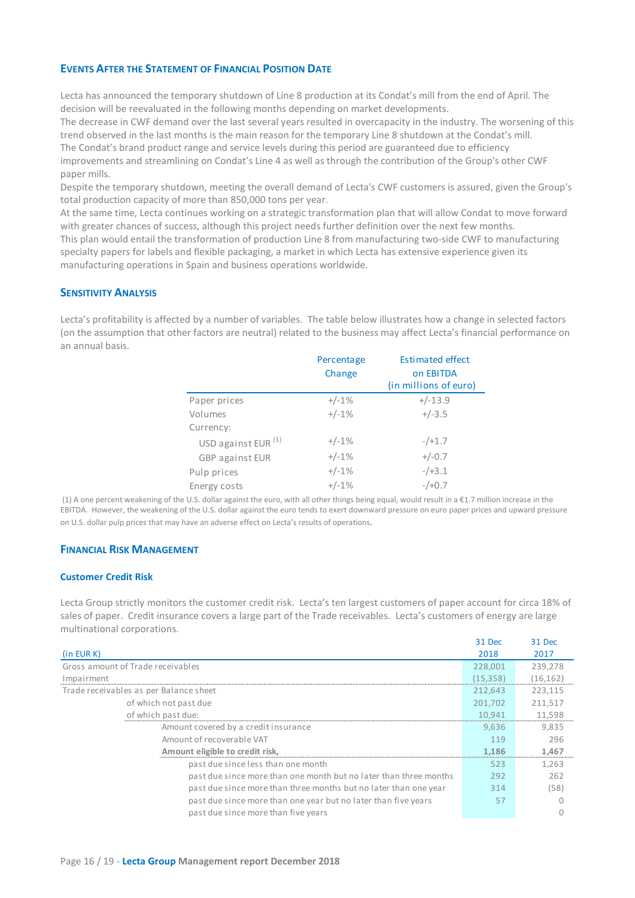## EVENTS AFTER THE STATEMENT OF FINANCIAL POSITION DATE

Lecta has announced the temporary shutdown of Line 8 production at its Condat's mill from the end of April. The decision will be reevaluated in the following months depending on market developments.
The decrease in CWF demand over the last several years resulted in overcapacity in the industry. The worsening of this trend observed in the last months is the main reason for the temporary Line 8 shutdown at the Condat's mill.
The Condat's brand product range and service levels during this period are guaranteed due to efficiency improvements and streamlining on Condat's Line 4 as well as through the contribution of the Group's other CWF paper mills.
Despite the temporary shutdown, meeting the overall demand of Lecta's CWF customers is assured, given the Group's total production capacity of more than 850,000 tons per year.
At the same time, Lecta continues working on a strategic transformation plan that will allow Condat to move forward with greater chances of success, although this project needs further definition over the next few months.
This plan would entail the transformation of production Line 8 from manufacturing two-side CWF to manufacturing specialty papers for labels and flexible packaging, a market in which Lecta has extensive experience given its manufacturing operations in Spain and business operations worldwide.

## SENSITIVITY ANALYSIS

Lecta's profitability is affected by a number of variables. The table below illustrates how a change in selected factors (on the assumption that other factors are neutral) related to the business may affect Lecta's financial performance on an annual basis.

| | Percentage Change | Estimated effect on EBITDA (in millions of euro) |
|---|---|---|
| Paper prices | +/-1% | +/-13.9 |
| Volumes | +/-1% | +/-3.5 |
| Currency: | | |
| USD against EUR [1] | +/-1% | -/+1.7 |
| GBP against EUR | +/-1% | +/-0.7 |
| Pulp prices | +/-1% | -/+3.1 |
| Energy costs | +/-1% | -/+0.7 |

(1) A one percent weakening of the U.S. dollar against the euro, with all other things being equal, would result in a €1.7 million increase in the EBITDA. However, the weakening of the U.S. dollar against the euro tends to exert downward pressure on euro paper prices and upward pressure on U.S. dollar pulp prices that may have an adverse effect on Lecta's results of operations.

## FINANCIAL RISK MANAGEMENT

### Customer Credit Risk

Lecta Group strictly monitors the customer credit risk. Lecta's ten largest customers of paper account for circa 18% of sales of paper. Credit insurance covers a large part of the Trade receivables. Lecta's customers of energy are large multinational corporations.

| (in EUR K) | 31 Dec 2018 | 31 Dec 2017 |
|---|---|---|
| Gross amount of Trade receivables | 228,001 | 239,278 |
| Impairment | (15,358) | (16,162) |
| Trade receivables as per Balance sheet | 212,643 | 223,115 |
| of which not past due | 201,702 | 211,517 |
| of which past due: | 10,941 | 11,598 |
| Amount covered by a credit insurance | 9,636 | 9,835 |
| Amount of recoverable VAT | 119 | 296 |
| **Amount eligible to credit risk,** | **1,186** | **1,467** |
| past due since less than one month | 523 | 1,263 |
| past due since more than one month but no later than three months | 292 | 262 |
| past due since more than three months but no later than one year | 314 | (58) |
| past due since more than one year but no later than five years | 57 | 0 |
| past due since more than five years | | 0 |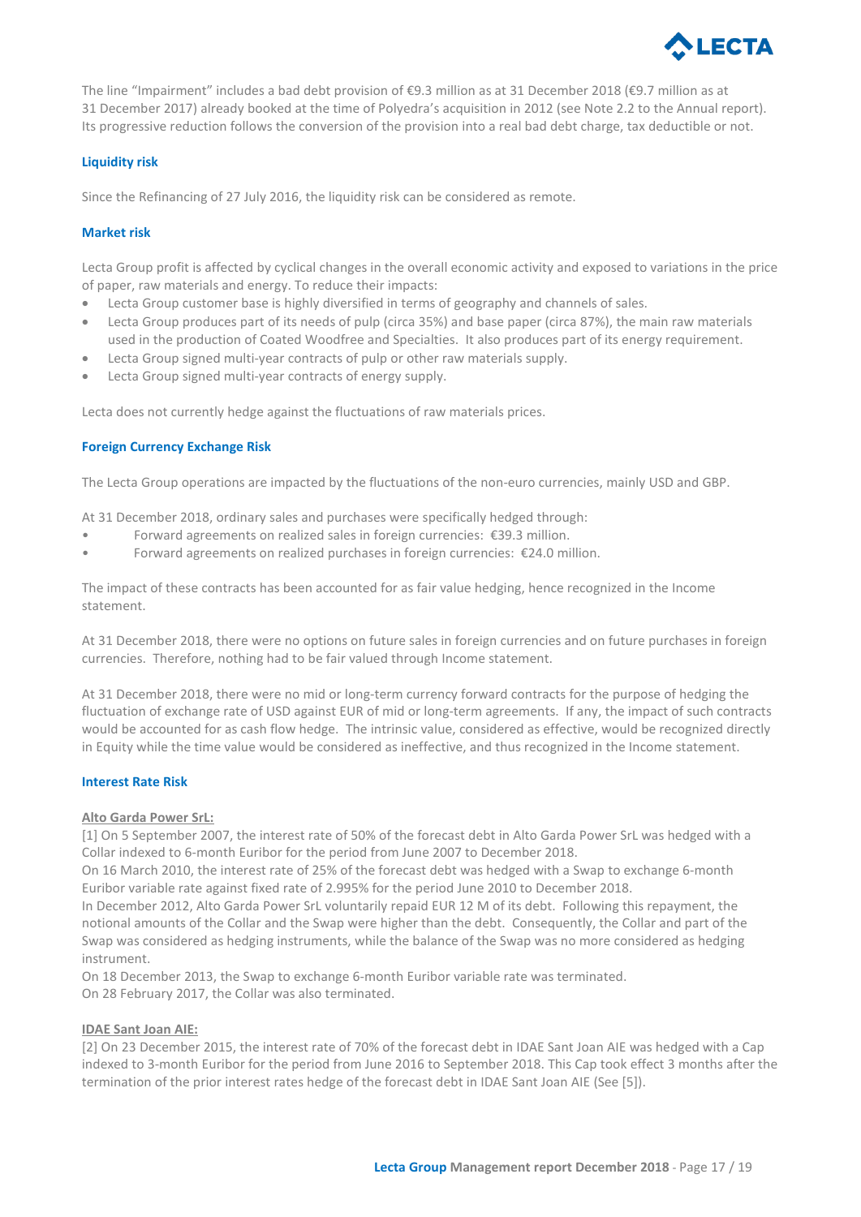The line "Impairment" includes a bad debt provision of €9.3 million as at 31 December 2018 (€9.7 million as at 31 December 2017) already booked at the time of Polyedra's acquisition in 2012 (see Note 2.2 to the Annual report). Its progressive reduction follows the conversion of the provision into a real bad debt charge, tax deductible or not.

### Liquidity risk

Since the Refinancing of 27 July 2016, the liquidity risk can be considered as remote.

### Market risk

Lecta Group profit is affected by cyclical changes in the overall economic activity and exposed to variations in the price of paper, raw materials and energy. To reduce their impacts:

- Lecta Group customer base is highly diversified in terms of geography and channels of sales.
- Lecta Group produces part of its needs of pulp (circa 35%) and base paper (circa 87%), the main raw materials used in the production of Coated Woodfree and Specialties. It also produces part of its energy requirement.
- Lecta Group signed multi-year contracts of pulp or other raw materials supply.
- Lecta Group signed multi-year contracts of energy supply.

Lecta does not currently hedge against the fluctuations of raw materials prices.

### Foreign Currency Exchange Risk

The Lecta Group operations are impacted by the fluctuations of the non-euro currencies, mainly USD and GBP.

At 31 December 2018, ordinary sales and purchases were specifically hedged through:

- Forward agreements on realized sales in foreign currencies: €39.3 million.
- Forward agreements on realized purchases in foreign currencies: €24.0 million.

The impact of these contracts has been accounted for as fair value hedging, hence recognized in the Income statement.

At 31 December 2018, there were no options on future sales in foreign currencies and on future purchases in foreign currencies. Therefore, nothing had to be fair valued through Income statement.

At 31 December 2018, there were no mid or long-term currency forward contracts for the purpose of hedging the fluctuation of exchange rate of USD against EUR of mid or long-term agreements. If any, the impact of such contracts would be accounted for as cash flow hedge. The intrinsic value, considered as effective, would be recognized directly in Equity while the time value would be considered as ineffective, and thus recognized in the Income statement.

### Interest Rate Risk

**Alto Garda Power SrL:**

[1] On 5 September 2007, the interest rate of 50% of the forecast debt in Alto Garda Power SrL was hedged with a Collar indexed to 6-month Euribor for the period from June 2007 to December 2018.

On 16 March 2010, the interest rate of 25% of the forecast debt was hedged with a Swap to exchange 6-month Euribor variable rate against fixed rate of 2.995% for the period June 2010 to December 2018.

In December 2012, Alto Garda Power SrL voluntarily repaid EUR 12 M of its debt. Following this repayment, the notional amounts of the Collar and the Swap were higher than the debt. Consequently, the Collar and part of the Swap was considered as hedging instruments, while the balance of the Swap was no more considered as hedging instrument.

On 18 December 2013, the Swap to exchange 6-month Euribor variable rate was terminated.

On 28 February 2017, the Collar was also terminated.

**IDAE Sant Joan AIE:**

[2] On 23 December 2015, the interest rate of 70% of the forecast debt in IDAE Sant Joan AIE was hedged with a Cap indexed to 3-month Euribor for the period from June 2016 to September 2018. This Cap took effect 3 months after the termination of the prior interest rates hedge of the forecast debt in IDAE Sant Joan AIE (See [5]).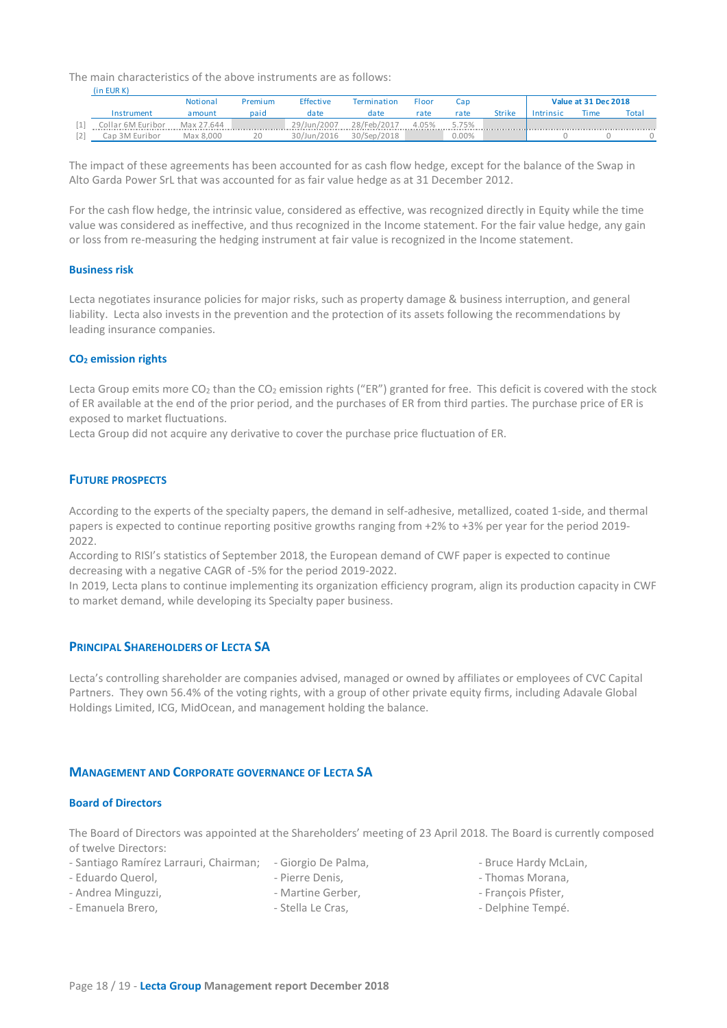The main characteristics of the above instruments are as follows:

(in EUR K)

| | Instrument | Notional amount | Premium paid | Effective date | Termination date | Floor rate | Cap rate | Strike | Value at 31 Dec 2018 Intrinsic | Time | Total |
|---|---|---|---|---|---|---|---|---|---|---|---|
| [1] | Collar 6M Euribor | Max 27.644 | | 29/Jun/2007 | 28/Feb/2017 | 4.05% | 5.75% | | | | |
| [2] | Cap 3M Euribor | Max 8,000 | 20 | 30/Jun/2016 | 30/Sep/2018 | | 0.00% | | 0 | 0 | 0 |

The impact of these agreements has been accounted for as cash flow hedge, except for the balance of the Swap in Alto Garda Power SrL that was accounted for as fair value hedge as at 31 December 2012.

For the cash flow hedge, the intrinsic value, considered as effective, was recognized directly in Equity while the time value was considered as ineffective, and thus recognized in the Income statement. For the fair value hedge, any gain or loss from re-measuring the hedging instrument at fair value is recognized in the Income statement.

### Business risk

Lecta negotiates insurance policies for major risks, such as property damage & business interruption, and general liability. Lecta also invests in the prevention and the protection of its assets following the recommendations by leading insurance companies.

### $CO_2$ emission rights

Lecta Group emits more $CO_2$ than the $CO_2$ emission rights ("ER") granted for free. This deficit is covered with the stock of ER available at the end of the prior period, and the purchases of ER from third parties. The purchase price of ER is exposed to market fluctuations.

Lecta Group did not acquire any derivative to cover the purchase price fluctuation of ER.

## Future Prospects

According to the experts of the specialty papers, the demand in self-adhesive, metallized, coated 1-side, and thermal papers is expected to continue reporting positive growths ranging from +2% to +3% per year for the period 2019-2022.

According to RISI's statistics of September 2018, the European demand of CWF paper is expected to continue decreasing with a negative CAGR of -5% for the period 2019-2022.

In 2019, Lecta plans to continue implementing its organization efficiency program, align its production capacity in CWF to market demand, while developing its Specialty paper business.

## Principal Shareholders of Lecta SA

Lecta's controlling shareholder are companies advised, managed or owned by affiliates or employees of CVC Capital Partners. They own 56.4% of the voting rights, with a group of other private equity firms, including Adavale Global Holdings Limited, ICG, MidOcean, and management holding the balance.

## Management and Corporate Governance of Lecta SA

### Board of Directors

The Board of Directors was appointed at the Shareholders' meeting of 23 April 2018. The Board is currently composed of twelve Directors:

- Santiago Ramírez Larrauri, Chairman;
- Eduardo Querol,
- Andrea Minguzzi,
- Emanuela Brero,
- Giorgio De Palma,
- Pierre Denis,
- Martine Gerber,
- Stella Le Cras,
- Bruce Hardy McLain,
- Thomas Morana,
- François Pfister,
- Delphine Tempé.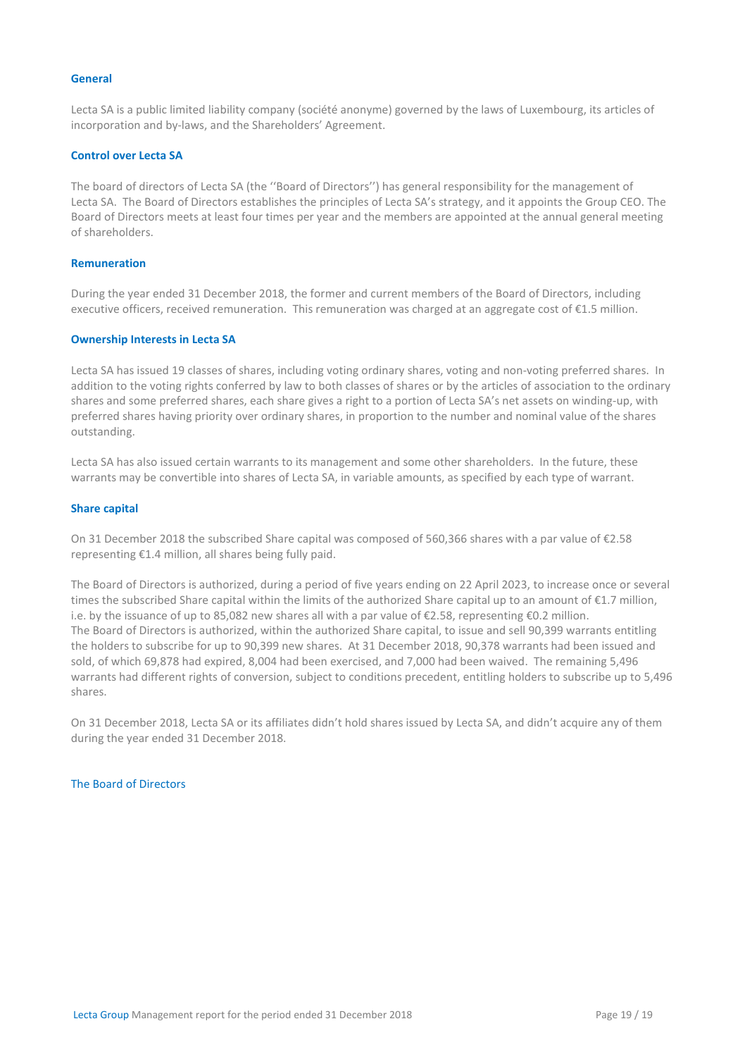## General

Lecta SA is a public limited liability company (société anonyme) governed by the laws of Luxembourg, its articles of incorporation and by-laws, and the Shareholders' Agreement.

## Control over Lecta SA

The board of directors of Lecta SA (the ''Board of Directors'') has general responsibility for the management of Lecta SA. The Board of Directors establishes the principles of Lecta SA's strategy, and it appoints the Group CEO. The Board of Directors meets at least four times per year and the members are appointed at the annual general meeting of shareholders.

## Remuneration

During the year ended 31 December 2018, the former and current members of the Board of Directors, including executive officers, received remuneration. This remuneration was charged at an aggregate cost of €1.5 million.

## Ownership Interests in Lecta SA

Lecta SA has issued 19 classes of shares, including voting ordinary shares, voting and non-voting preferred shares. In addition to the voting rights conferred by law to both classes of shares or by the articles of association to the ordinary shares and some preferred shares, each share gives a right to a portion of Lecta SA's net assets on winding-up, with preferred shares having priority over ordinary shares, in proportion to the number and nominal value of the shares outstanding.

Lecta SA has also issued certain warrants to its management and some other shareholders. In the future, these warrants may be convertible into shares of Lecta SA, in variable amounts, as specified by each type of warrant.

## Share capital

On 31 December 2018 the subscribed Share capital was composed of 560,366 shares with a par value of €2.58 representing €1.4 million, all shares being fully paid.

The Board of Directors is authorized, during a period of five years ending on 22 April 2023, to increase once or several times the subscribed Share capital within the limits of the authorized Share capital up to an amount of €1.7 million, i.e. by the issuance of up to 85,082 new shares all with a par value of €2.58, representing €0.2 million.
The Board of Directors is authorized, within the authorized Share capital, to issue and sell 90,399 warrants entitling the holders to subscribe for up to 90,399 new shares. At 31 December 2018, 90,378 warrants had been issued and sold, of which 69,878 had expired, 8,004 had been exercised, and 7,000 had been waived. The remaining 5,496 warrants had different rights of conversion, subject to conditions precedent, entitling holders to subscribe up to 5,496 shares.

On 31 December 2018, Lecta SA or its affiliates didn't hold shares issued by Lecta SA, and didn't acquire any of them during the year ended 31 December 2018.

The Board of Directors